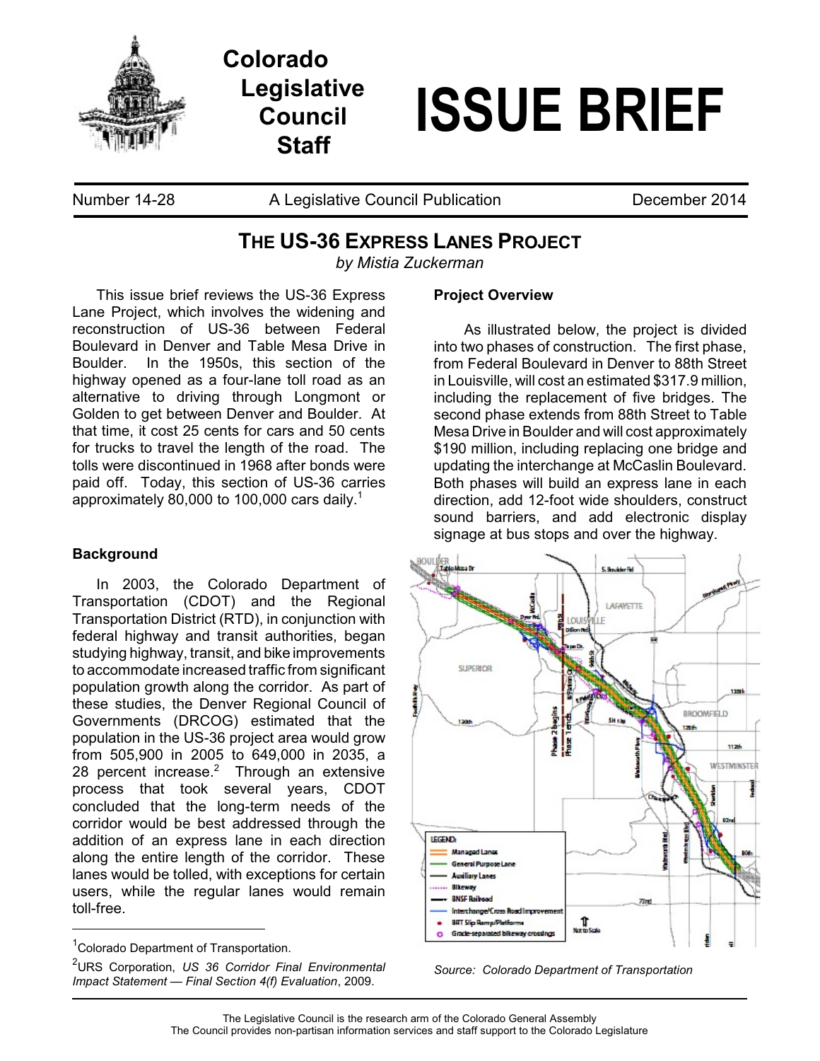# Colorado Legislative Council Staff

# ISSUE BRIEF

Number 14-28 | A Legislative Council Publication | December 2014

## THE US-36 EXPRESS LANES PROJECT

*by Mistia Zuckerman*

This issue brief reviews the US-36 Express Lane Project, which involves the widening and reconstruction of US-36 between Federal Boulevard in Denver and Table Mesa Drive in Boulder. In the 1950s, this section of the highway opened as a four-lane toll road as an alternative to driving through Longmont or Golden to get between Denver and Boulder. At that time, it cost 25 cents for cars and 50 cents for trucks to travel the length of the road. The tolls were discontinued in 1968 after bonds were paid off. Today, this section of US-36 carries approximately 80,000 to 100,000 cars daily.[1]

### Background

In 2003, the Colorado Department of Transportation (CDOT) and the Regional Transportation District (RTD), in conjunction with federal highway and transit authorities, began studying highway, transit, and bike improvements to accommodate increased traffic from significant population growth along the corridor. As part of these studies, the Denver Regional Council of Governments (DRCOG) estimated that the population in the US-36 project area would grow from 505,900 in 2005 to 649,000 in 2035, a 28 percent increase.[2] Through an extensive process that took several years, CDOT concluded that the long-term needs of the corridor would be best addressed through the addition of an express lane in each direction along the entire length of the corridor. These lanes would be tolled, with exceptions for certain users, while the regular lanes would remain toll-free.

### Project Overview

As illustrated below, the project is divided into two phases of construction. The first phase, from Federal Boulevard in Denver to 88th Street in Louisville, will cost an estimated $317.9 million, including the replacement of five bridges. The second phase extends from 88th Street to Table Mesa Drive in Boulder and will cost approximately $190 million, including replacing one bridge and updating the interchange at McCaslin Boulevard. Both phases will build an express lane in each direction, add 12-foot wide shoulders, construct sound barriers, and add electronic display signage at bus stops and over the highway.

*Source: Colorado Department of Transportation*

---

[1] Colorado Department of Transportation.

[2] URS Corporation, *US 36 Corridor Final Environmental Impact Statement — Final Section 4(f) Evaluation*, 2009.

The Legislative Council is the research arm of the Colorado General Assembly
The Council provides non-partisan information services and staff support to the Colorado Legislature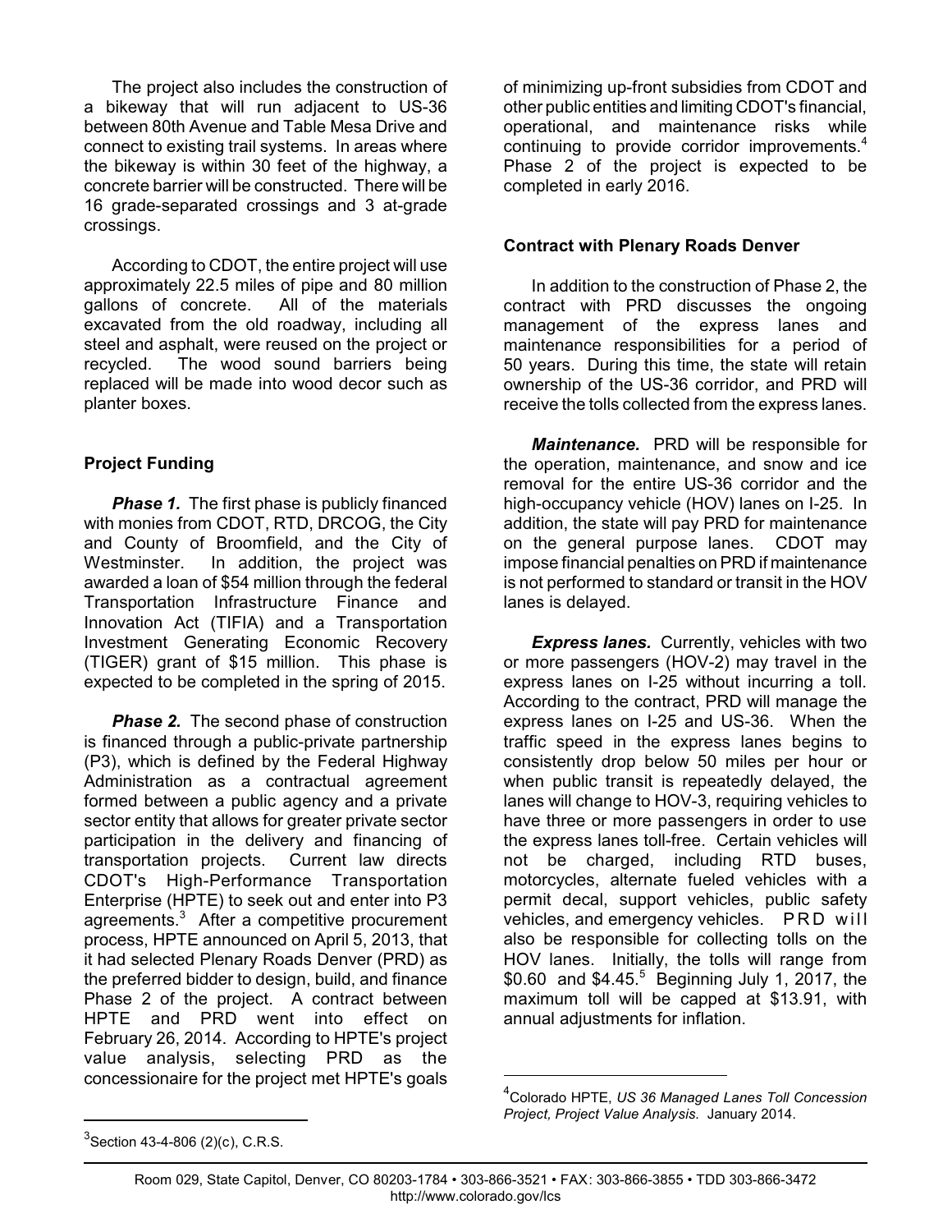The project also includes the construction of a bikeway that will run adjacent to US-36 between 80th Avenue and Table Mesa Drive and connect to existing trail systems. In areas where the bikeway is within 30 feet of the highway, a concrete barrier will be constructed. There will be 16 grade-separated crossings and 3 at-grade crossings.

According to CDOT, the entire project will use approximately 22.5 miles of pipe and 80 million gallons of concrete. All of the materials excavated from the old roadway, including all steel and asphalt, were reused on the project or recycled. The wood sound barriers being replaced will be made into wood decor such as planter boxes.

### Project Funding

***Phase 1.*** The first phase is publicly financed with monies from CDOT, RTD, DRCOG, the City and County of Broomfield, and the City of Westminster. In addition, the project was awarded a loan of $54 million through the federal Transportation Infrastructure Finance and Innovation Act (TIFIA) and a Transportation Investment Generating Economic Recovery (TIGER) grant of $15 million. This phase is expected to be completed in the spring of 2015.

***Phase 2.*** The second phase of construction is financed through a public-private partnership (P3), which is defined by the Federal Highway Administration as a contractual agreement formed between a public agency and a private sector entity that allows for greater private sector participation in the delivery and financing of transportation projects. Current law directs CDOT's High-Performance Transportation Enterprise (HPTE) to seek out and enter into P3 agreements.[3] After a competitive procurement process, HPTE announced on April 5, 2013, that it had selected Plenary Roads Denver (PRD) as the preferred bidder to design, build, and finance Phase 2 of the project. A contract between HPTE and PRD went into effect on February 26, 2014. According to HPTE's project value analysis, selecting PRD as the concessionaire for the project met HPTE's goals of minimizing up-front subsidies from CDOT and other public entities and limiting CDOT's financial, operational, and maintenance risks while continuing to provide corridor improvements.[4] Phase 2 of the project is expected to be completed in early 2016.

### Contract with Plenary Roads Denver

In addition to the construction of Phase 2, the contract with PRD discusses the ongoing management of the express lanes and maintenance responsibilities for a period of 50 years. During this time, the state will retain ownership of the US-36 corridor, and PRD will receive the tolls collected from the express lanes.

***Maintenance.*** PRD will be responsible for the operation, maintenance, and snow and ice removal for the entire US-36 corridor and the high-occupancy vehicle (HOV) lanes on I-25. In addition, the state will pay PRD for maintenance on the general purpose lanes. CDOT may impose financial penalties on PRD if maintenance is not performed to standard or transit in the HOV lanes is delayed.

***Express lanes.*** Currently, vehicles with two or more passengers (HOV-2) may travel in the express lanes on I-25 without incurring a toll. According to the contract, PRD will manage the express lanes on I-25 and US-36. When the traffic speed in the express lanes begins to consistently drop below 50 miles per hour or when public transit is repeatedly delayed, the lanes will change to HOV-3, requiring vehicles to have three or more passengers in order to use the express lanes toll-free. Certain vehicles will not be charged, including RTD buses, motorcycles, alternate fueled vehicles with a permit decal, support vehicles, public safety vehicles, and emergency vehicles. PRD will also be responsible for collecting tolls on the HOV lanes. Initially, the tolls will range from $0.60 and $4.45.[5] Beginning July 1, 2017, the maximum toll will be capped at $13.91, with annual adjustments for inflation.

---

[3] Section 43-4-806 (2)(c), C.R.S.

[4] Colorado HPTE, *US 36 Managed Lanes Toll Concession Project, Project Value Analysis.* January 2014.